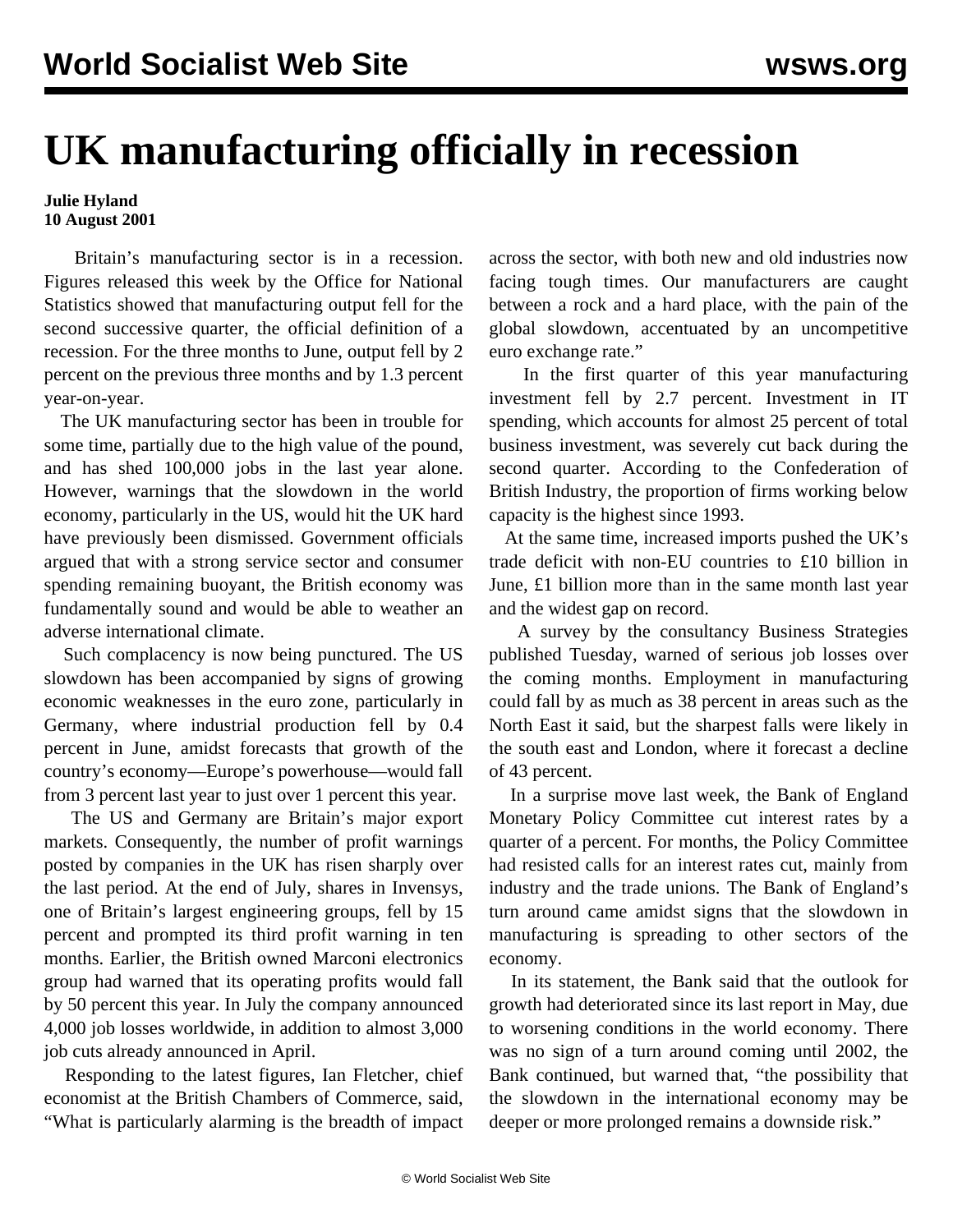# UK manufacturing officially in recession

**Julie Hyland**
**10 August 2001**

Britain's manufacturing sector is in a recession. Figures released this week by the Office for National Statistics showed that manufacturing output fell for the second successive quarter, the official definition of a recession. For the three months to June, output fell by 2 percent on the previous three months and by 1.3 percent year-on-year.

The UK manufacturing sector has been in trouble for some time, partially due to the high value of the pound, and has shed 100,000 jobs in the last year alone. However, warnings that the slowdown in the world economy, particularly in the US, would hit the UK hard have previously been dismissed. Government officials argued that with a strong service sector and consumer spending remaining buoyant, the British economy was fundamentally sound and would be able to weather an adverse international climate.

Such complacency is now being punctured. The US slowdown has been accompanied by signs of growing economic weaknesses in the euro zone, particularly in Germany, where industrial production fell by 0.4 percent in June, amidst forecasts that growth of the country's economy—Europe's powerhouse—would fall from 3 percent last year to just over 1 percent this year.

The US and Germany are Britain's major export markets. Consequently, the number of profit warnings posted by companies in the UK has risen sharply over the last period. At the end of July, shares in Invensys, one of Britain's largest engineering groups, fell by 15 percent and prompted its third profit warning in ten months. Earlier, the British owned Marconi electronics group had warned that its operating profits would fall by 50 percent this year. In July the company announced 4,000 job losses worldwide, in addition to almost 3,000 job cuts already announced in April.

Responding to the latest figures, Ian Fletcher, chief economist at the British Chambers of Commerce, said, "What is particularly alarming is the breadth of impact across the sector, with both new and old industries now facing tough times. Our manufacturers are caught between a rock and a hard place, with the pain of the global slowdown, accentuated by an uncompetitive euro exchange rate."

In the first quarter of this year manufacturing investment fell by 2.7 percent. Investment in IT spending, which accounts for almost 25 percent of total business investment, was severely cut back during the second quarter. According to the Confederation of British Industry, the proportion of firms working below capacity is the highest since 1993.

At the same time, increased imports pushed the UK's trade deficit with non-EU countries to £10 billion in June, £1 billion more than in the same month last year and the widest gap on record.

A survey by the consultancy Business Strategies published Tuesday, warned of serious job losses over the coming months. Employment in manufacturing could fall by as much as 38 percent in areas such as the North East it said, but the sharpest falls were likely in the south east and London, where it forecast a decline of 43 percent.

In a surprise move last week, the Bank of England Monetary Policy Committee cut interest rates by a quarter of a percent. For months, the Policy Committee had resisted calls for an interest rates cut, mainly from industry and the trade unions. The Bank of England's turn around came amidst signs that the slowdown in manufacturing is spreading to other sectors of the economy.

In its statement, the Bank said that the outlook for growth had deteriorated since its last report in May, due to worsening conditions in the world economy. There was no sign of a turn around coming until 2002, the Bank continued, but warned that, "the possibility that the slowdown in the international economy may be deeper or more prolonged remains a downside risk."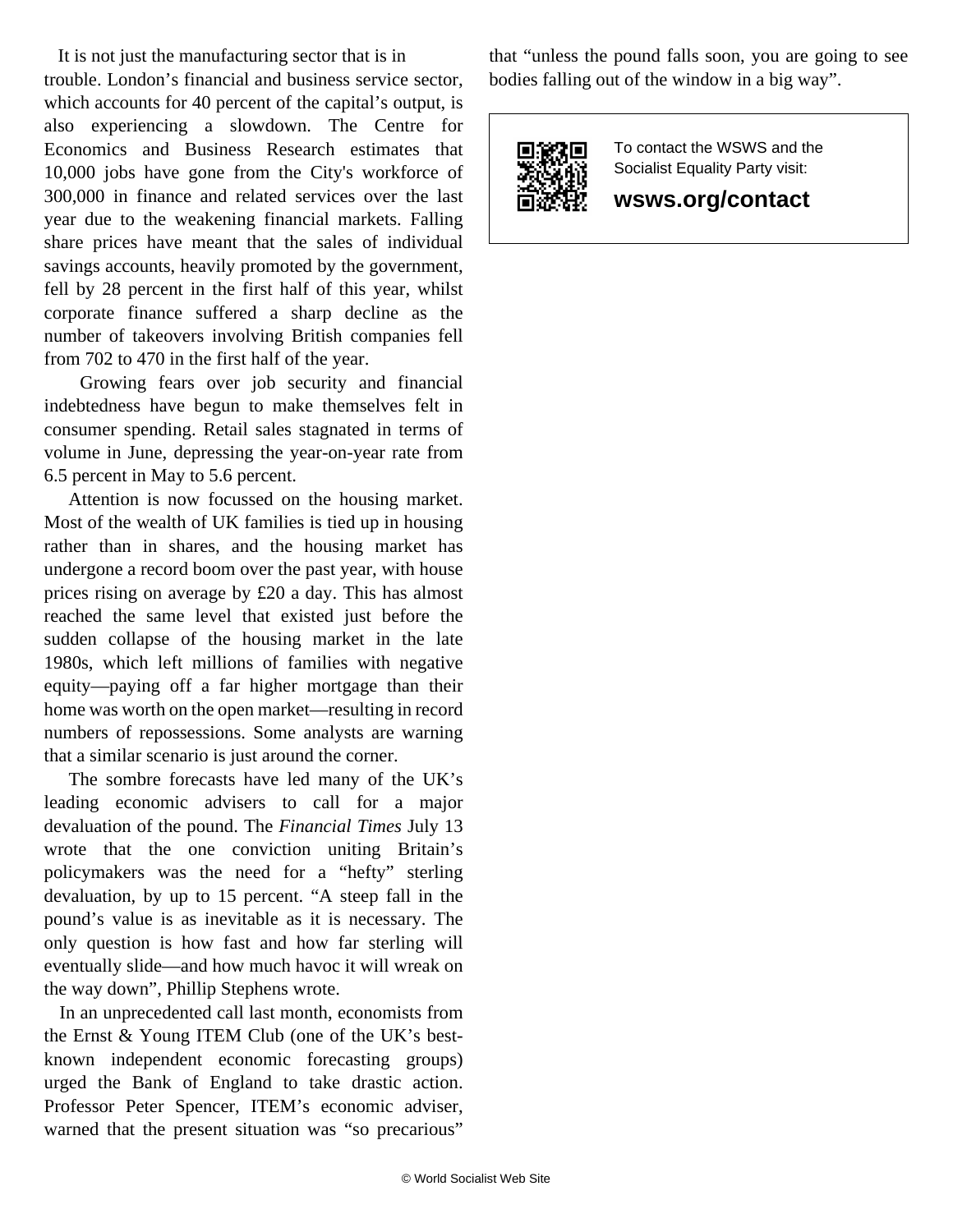It is not just the manufacturing sector that is in trouble. London's financial and business service sector, which accounts for 40 percent of the capital's output, is also experiencing a slowdown. The Centre for Economics and Business Research estimates that 10,000 jobs have gone from the City's workforce of 300,000 in finance and related services over the last year due to the weakening financial markets. Falling share prices have meant that the sales of individual savings accounts, heavily promoted by the government, fell by 28 percent in the first half of this year, whilst corporate finance suffered a sharp decline as the number of takeovers involving British companies fell from 702 to 470 in the first half of the year.

Growing fears over job security and financial indebtedness have begun to make themselves felt in consumer spending. Retail sales stagnated in terms of volume in June, depressing the year-on-year rate from 6.5 percent in May to 5.6 percent.

Attention is now focussed on the housing market. Most of the wealth of UK families is tied up in housing rather than in shares, and the housing market has undergone a record boom over the past year, with house prices rising on average by £20 a day. This has almost reached the same level that existed just before the sudden collapse of the housing market in the late 1980s, which left millions of families with negative equity—paying off a far higher mortgage than their home was worth on the open market—resulting in record numbers of repossessions. Some analysts are warning that a similar scenario is just around the corner.

The sombre forecasts have led many of the UK's leading economic advisers to call for a major devaluation of the pound. The *Financial Times* July 13 wrote that the one conviction uniting Britain's policymakers was the need for a "hefty" sterling devaluation, by up to 15 percent. "A steep fall in the pound's value is as inevitable as it is necessary. The only question is how fast and how far sterling will eventually slide—and how much havoc it will wreak on the way down", Phillip Stephens wrote.

In an unprecedented call last month, economists from the Ernst & Young ITEM Club (one of the UK's best-known independent economic forecasting groups) urged the Bank of England to take drastic action. Professor Peter Spencer, ITEM's economic adviser, warned that the present situation was "so precarious" that "unless the pound falls soon, you are going to see bodies falling out of the window in a big way".

To contact the WSWS and the Socialist Equality Party visit:

**wsws.org/contact**